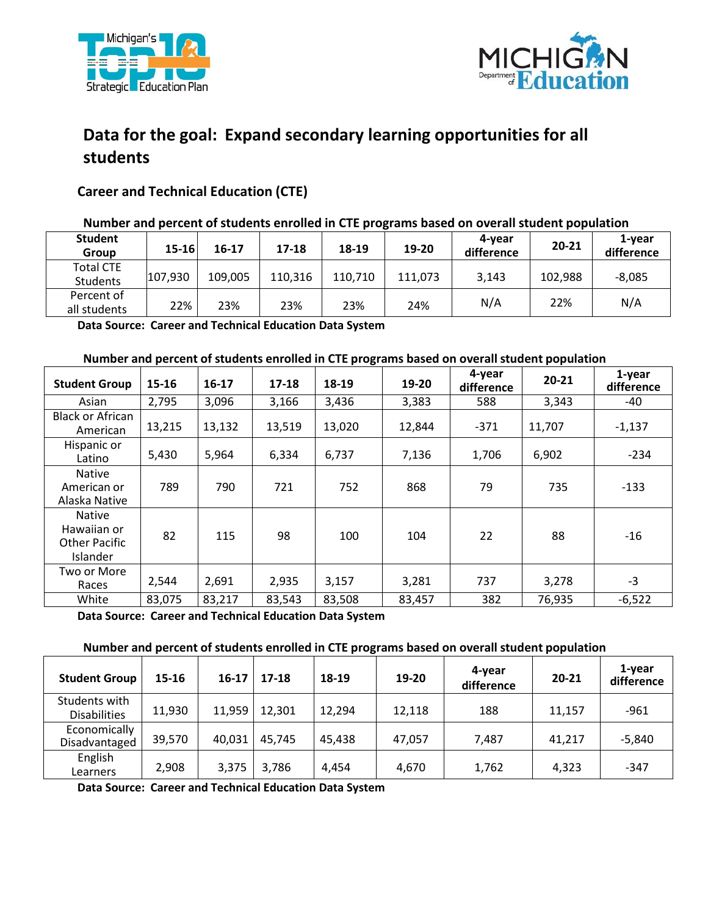# Data for the goal: Expand secondary learning opportunities for all students

## Career and Technical Education (CTE)

**Number and percent of students enrolled in CTE programs based on overall student population**

| Student Group | 15-16 | 16-17 | 17-18 | 18-19 | 19-20 | 4-year difference | 20-21 | 1-year difference |
|---|---|---|---|---|---|---|---|---|
| Total CTE Students | 107,930 | 109,005 | 110,316 | 110,710 | 111,073 | 3,143 | 102,988 | -8,085 |
| Percent of all students | 22% | 23% | 23% | 23% | 24% | N/A | 22% | N/A |

**Data Source: Career and Technical Education Data System**

**Number and percent of students enrolled in CTE programs based on overall student population**

| Student Group | 15-16 | 16-17 | 17-18 | 18-19 | 19-20 | 4-year difference | 20-21 | 1-year difference |
|---|---|---|---|---|---|---|---|---|
| Asian | 2,795 | 3,096 | 3,166 | 3,436 | 3,383 | 588 | 3,343 | -40 |
| Black or African American | 13,215 | 13,132 | 13,519 | 13,020 | 12,844 | -371 | 11,707 | -1,137 |
| Hispanic or Latino | 5,430 | 5,964 | 6,334 | 6,737 | 7,136 | 1,706 | 6,902 | -234 |
| Native American or Alaska Native | 789 | 790 | 721 | 752 | 868 | 79 | 735 | -133 |
| Native Hawaiian or Other Pacific Islander | 82 | 115 | 98 | 100 | 104 | 22 | 88 | -16 |
| Two or More Races | 2,544 | 2,691 | 2,935 | 3,157 | 3,281 | 737 | 3,278 | -3 |
| White | 83,075 | 83,217 | 83,543 | 83,508 | 83,457 | 382 | 76,935 | -6,522 |

**Data Source: Career and Technical Education Data System**

**Number and percent of students enrolled in CTE programs based on overall student population**

| Student Group | 15-16 | 16-17 | 17-18 | 18-19 | 19-20 | 4-year difference | 20-21 | 1-year difference |
|---|---|---|---|---|---|---|---|---|
| Students with Disabilities | 11,930 | 11,959 | 12,301 | 12,294 | 12,118 | 188 | 11,157 | -961 |
| Economically Disadvantaged | 39,570 | 40,031 | 45,745 | 45,438 | 47,057 | 7,487 | 41,217 | -5,840 |
| English Learners | 2,908 | 3,375 | 3,786 | 4,454 | 4,670 | 1,762 | 4,323 | -347 |

**Data Source: Career and Technical Education Data System**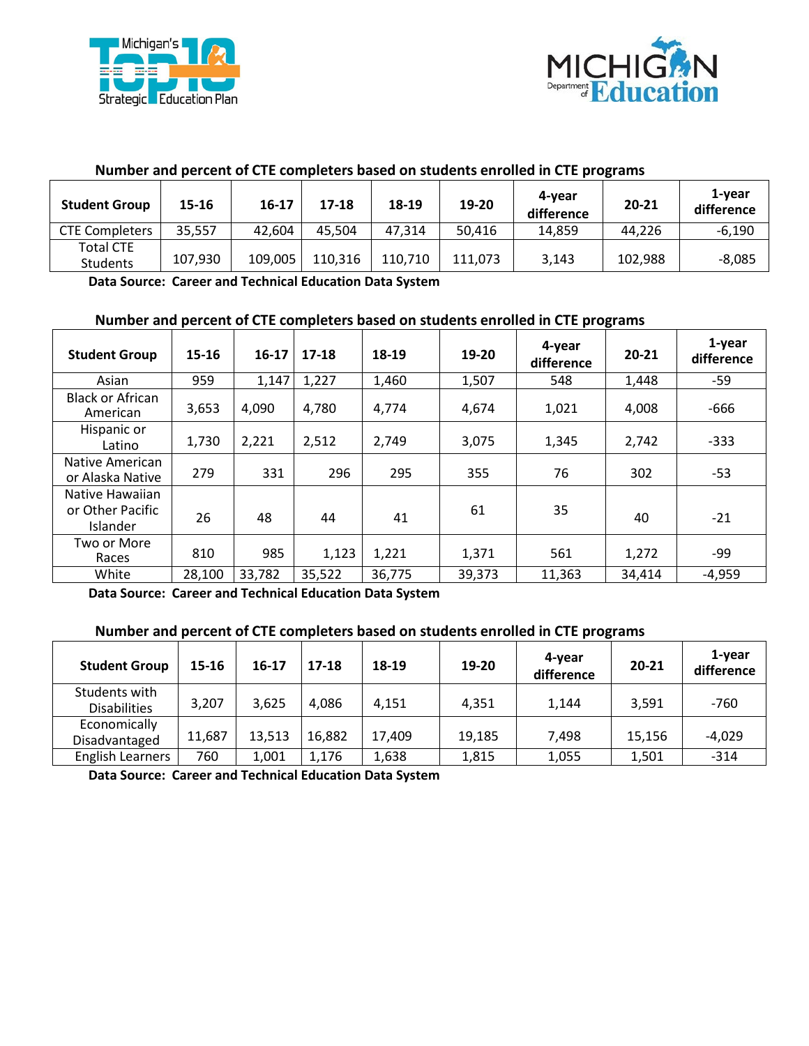**Number and percent of CTE completers based on students enrolled in CTE programs**

| Student Group | 15-16 | 16-17 | 17-18 | 18-19 | 19-20 | 4-year difference | 20-21 | 1-year difference |
|---|---|---|---|---|---|---|---|---|
| CTE Completers | 35,557 | 42,604 | 45,504 | 47,314 | 50,416 | 14,859 | 44,226 | -6,190 |
| Total CTE Students | 107,930 | 109,005 | 110,316 | 110,710 | 111,073 | 3,143 | 102,988 | -8,085 |

**Data Source: Career and Technical Education Data System**

**Number and percent of CTE completers based on students enrolled in CTE programs**

| Student Group | 15-16 | 16-17 | 17-18 | 18-19 | 19-20 | 4-year difference | 20-21 | 1-year difference |
|---|---|---|---|---|---|---|---|---|
| Asian | 959 | 1,147 | 1,227 | 1,460 | 1,507 | 548 | 1,448 | -59 |
| Black or African American | 3,653 | 4,090 | 4,780 | 4,774 | 4,674 | 1,021 | 4,008 | -666 |
| Hispanic or Latino | 1,730 | 2,221 | 2,512 | 2,749 | 3,075 | 1,345 | 2,742 | -333 |
| Native American or Alaska Native | 279 | 331 | 296 | 295 | 355 | 76 | 302 | -53 |
| Native Hawaiian or Other Pacific Islander | 26 | 48 | 44 | 41 | 61 | 35 | 40 | -21 |
| Two or More Races | 810 | 985 | 1,123 | 1,221 | 1,371 | 561 | 1,272 | -99 |
| White | 28,100 | 33,782 | 35,522 | 36,775 | 39,373 | 11,363 | 34,414 | -4,959 |

**Data Source: Career and Technical Education Data System**

**Number and percent of CTE completers based on students enrolled in CTE programs**

| Student Group | 15-16 | 16-17 | 17-18 | 18-19 | 19-20 | 4-year difference | 20-21 | 1-year difference |
|---|---|---|---|---|---|---|---|---|
| Students with Disabilities | 3,207 | 3,625 | 4,086 | 4,151 | 4,351 | 1,144 | 3,591 | -760 |
| Economically Disadvantaged | 11,687 | 13,513 | 16,882 | 17,409 | 19,185 | 7,498 | 15,156 | -4,029 |
| English Learners | 760 | 1,001 | 1,176 | 1,638 | 1,815 | 1,055 | 1,501 | -314 |

**Data Source: Career and Technical Education Data System**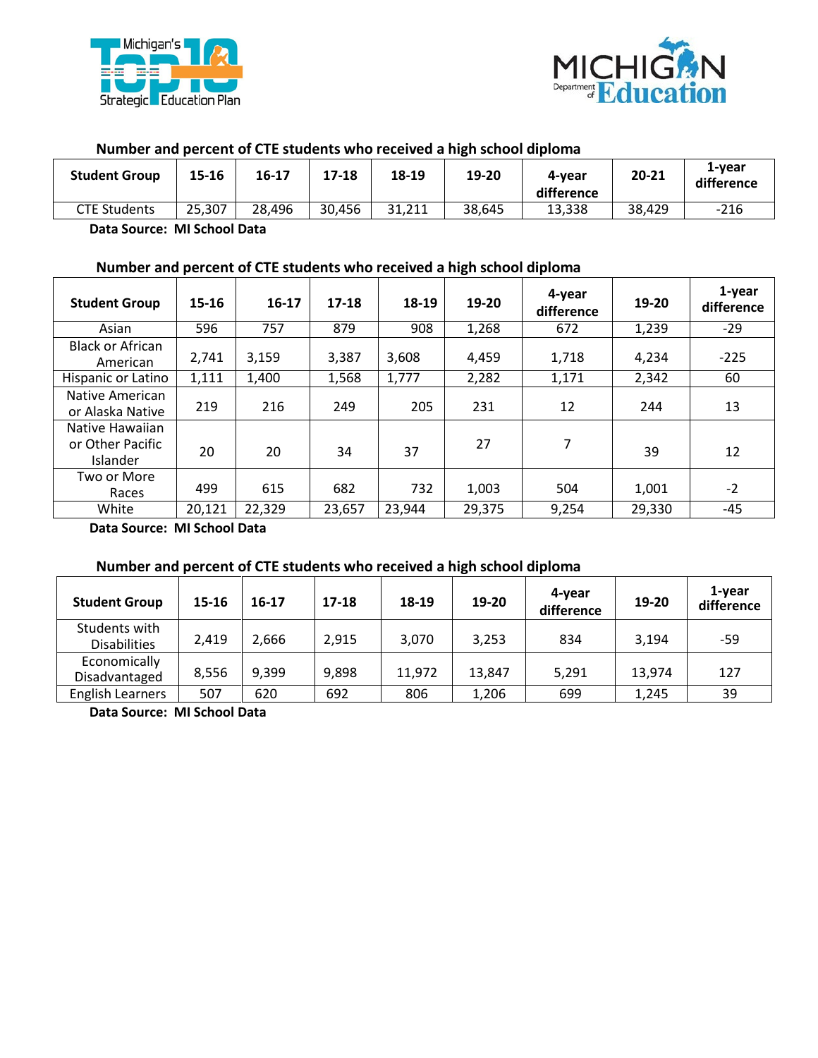**Number and percent of CTE students who received a high school diploma**

| Student Group | 15-16 | 16-17 | 17-18 | 18-19 | 19-20 | 4-year difference | 20-21 | 1-year difference |
|---|---|---|---|---|---|---|---|---|
| CTE Students | 25,307 | 28,496 | 30,456 | 31,211 | 38,645 | 13,338 | 38,429 | -216 |

**Data Source: MI School Data**

**Number and percent of CTE students who received a high school diploma**

| Student Group | 15-16 | 16-17 | 17-18 | 18-19 | 19-20 | 4-year difference | 19-20 | 1-year difference |
|---|---|---|---|---|---|---|---|---|
| Asian | 596 | 757 | 879 | 908 | 1,268 | 672 | 1,239 | -29 |
| Black or African American | 2,741 | 3,159 | 3,387 | 3,608 | 4,459 | 1,718 | 4,234 | -225 |
| Hispanic or Latino | 1,111 | 1,400 | 1,568 | 1,777 | 2,282 | 1,171 | 2,342 | 60 |
| Native American or Alaska Native | 219 | 216 | 249 | 205 | 231 | 12 | 244 | 13 |
| Native Hawaiian or Other Pacific Islander | 20 | 20 | 34 | 37 | 27 | 7 | 39 | 12 |
| Two or More Races | 499 | 615 | 682 | 732 | 1,003 | 504 | 1,001 | -2 |
| White | 20,121 | 22,329 | 23,657 | 23,944 | 29,375 | 9,254 | 29,330 | -45 |

**Data Source: MI School Data**

**Number and percent of CTE students who received a high school diploma**

| Student Group | 15-16 | 16-17 | 17-18 | 18-19 | 19-20 | 4-year difference | 19-20 | 1-year difference |
|---|---|---|---|---|---|---|---|---|
| Students with Disabilities | 2,419 | 2,666 | 2,915 | 3,070 | 3,253 | 834 | 3,194 | -59 |
| Economically Disadvantaged | 8,556 | 9,399 | 9,898 | 11,972 | 13,847 | 5,291 | 13,974 | 127 |
| English Learners | 507 | 620 | 692 | 806 | 1,206 | 699 | 1,245 | 39 |

**Data Source: MI School Data**